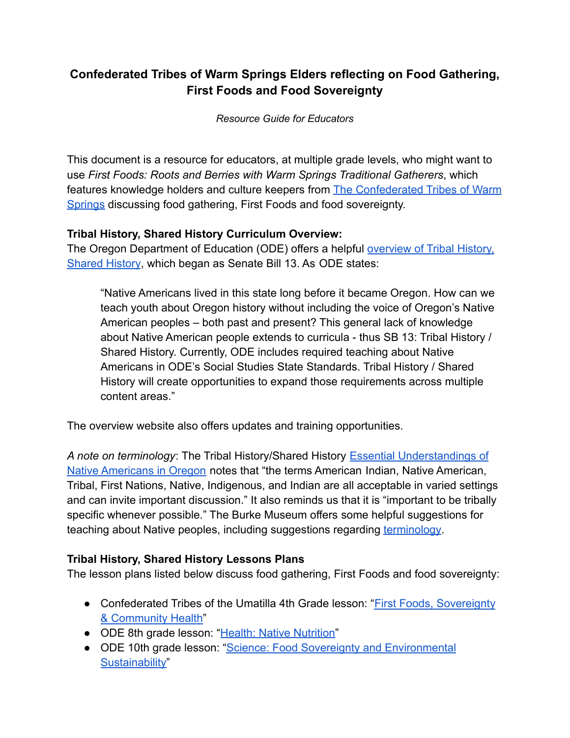# Confederated Tribes of Warm Springs Elders reflecting on Food Gathering, First Foods and Food Sovereignty

*Resource Guide for Educators*

This document is a resource for educators, at multiple grade levels, who might want to use *First Foods: Roots and Berries with Warm Springs Traditional Gatherers*, which features knowledge holders and culture keepers from The Confederated Tribes of Warm Springs discussing food gathering, First Foods and food sovereignty.

**Tribal History, Shared History Curriculum Overview:**
The Oregon Department of Education (ODE) offers a helpful overview of Tribal History, Shared History, which began as Senate Bill 13. As ODE states:

> "Native Americans lived in this state long before it became Oregon. How can we teach youth about Oregon history without including the voice of Oregon's Native American peoples – both past and present? This general lack of knowledge about Native American people extends to curricula - thus SB 13: Tribal History / Shared History. Currently, ODE includes required teaching about Native Americans in ODE's Social Studies State Standards. Tribal History / Shared History will create opportunities to expand those requirements across multiple content areas."

The overview website also offers updates and training opportunities.

*A note on terminology*: The Tribal History/Shared History Essential Understandings of Native Americans in Oregon notes that "the terms American Indian, Native American, Tribal, First Nations, Native, Indigenous, and Indian are all acceptable in varied settings and can invite important discussion." It also reminds us that it is "important to be tribally specific whenever possible." The Burke Museum offers some helpful suggestions for teaching about Native peoples, including suggestions regarding terminology.

**Tribal History, Shared History Lessons Plans**
The lesson plans listed below discuss food gathering, First Foods and food sovereignty:

- Confederated Tribes of the Umatilla 4th Grade lesson: "First Foods, Sovereignty & Community Health"
- ODE 8th grade lesson: "Health: Native Nutrition"
- ODE 10th grade lesson: "Science: Food Sovereignty and Environmental Sustainability"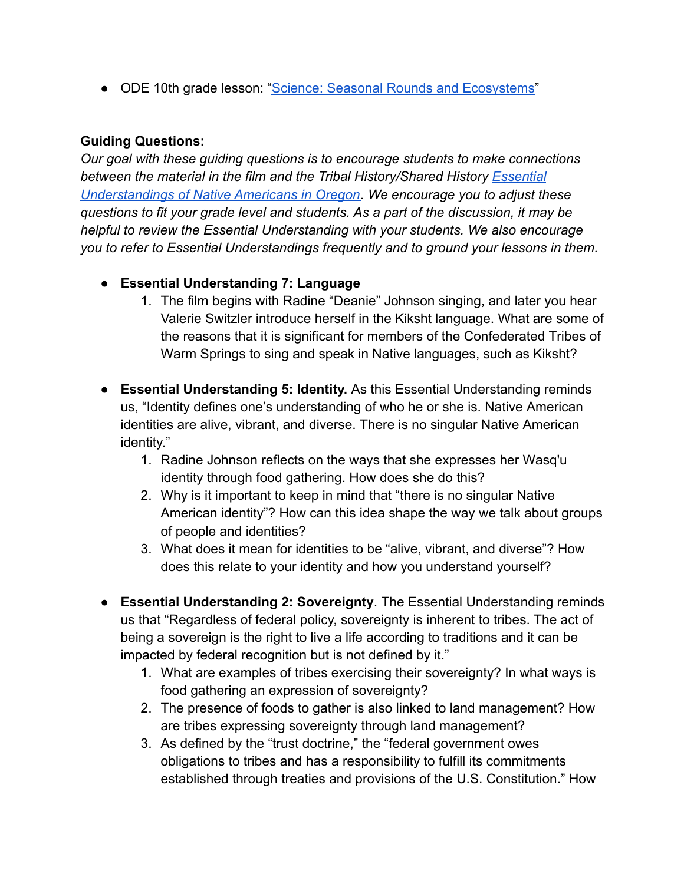- ODE 10th grade lesson: "[Science: Seasonal Rounds and Ecosystems]"

**Guiding Questions:**

*Our goal with these guiding questions is to encourage students to make connections between the material in the film and the Tribal History/Shared History [Essential Understandings of Native Americans in Oregon]. We encourage you to adjust these questions to fit your grade level and students. As a part of the discussion, it may be helpful to review the Essential Understanding with your students. We also encourage you to refer to Essential Understandings frequently and to ground your lessons in them.*

- **Essential Understanding 7: Language**
  1. The film begins with Radine "Deanie" Johnson singing, and later you hear Valerie Switzler introduce herself in the Kiksht language. What are some of the reasons that it is significant for members of the Confederated Tribes of Warm Springs to sing and speak in Native languages, such as Kiksht?

- **Essential Understanding 5: Identity.** As this Essential Understanding reminds us, "Identity defines one's understanding of who he or she is. Native American identities are alive, vibrant, and diverse. There is no singular Native American identity."
  1. Radine Johnson reflects on the ways that she expresses her Wasq'u identity through food gathering. How does she do this?
  2. Why is it important to keep in mind that "there is no singular Native American identity"? How can this idea shape the way we talk about groups of people and identities?
  3. What does it mean for identities to be "alive, vibrant, and diverse"? How does this relate to your identity and how you understand yourself?

- **Essential Understanding 2: Sovereignty**. The Essential Understanding reminds us that "Regardless of federal policy, sovereignty is inherent to tribes. The act of being a sovereign is the right to live a life according to traditions and it can be impacted by federal recognition but is not defined by it."
  1. What are examples of tribes exercising their sovereignty? In what ways is food gathering an expression of sovereignty?
  2. The presence of foods to gather is also linked to land management? How are tribes expressing sovereignty through land management?
  3. As defined by the "trust doctrine," the "federal government owes obligations to tribes and has a responsibility to fulfill its commitments established through treaties and provisions of the U.S. Constitution." How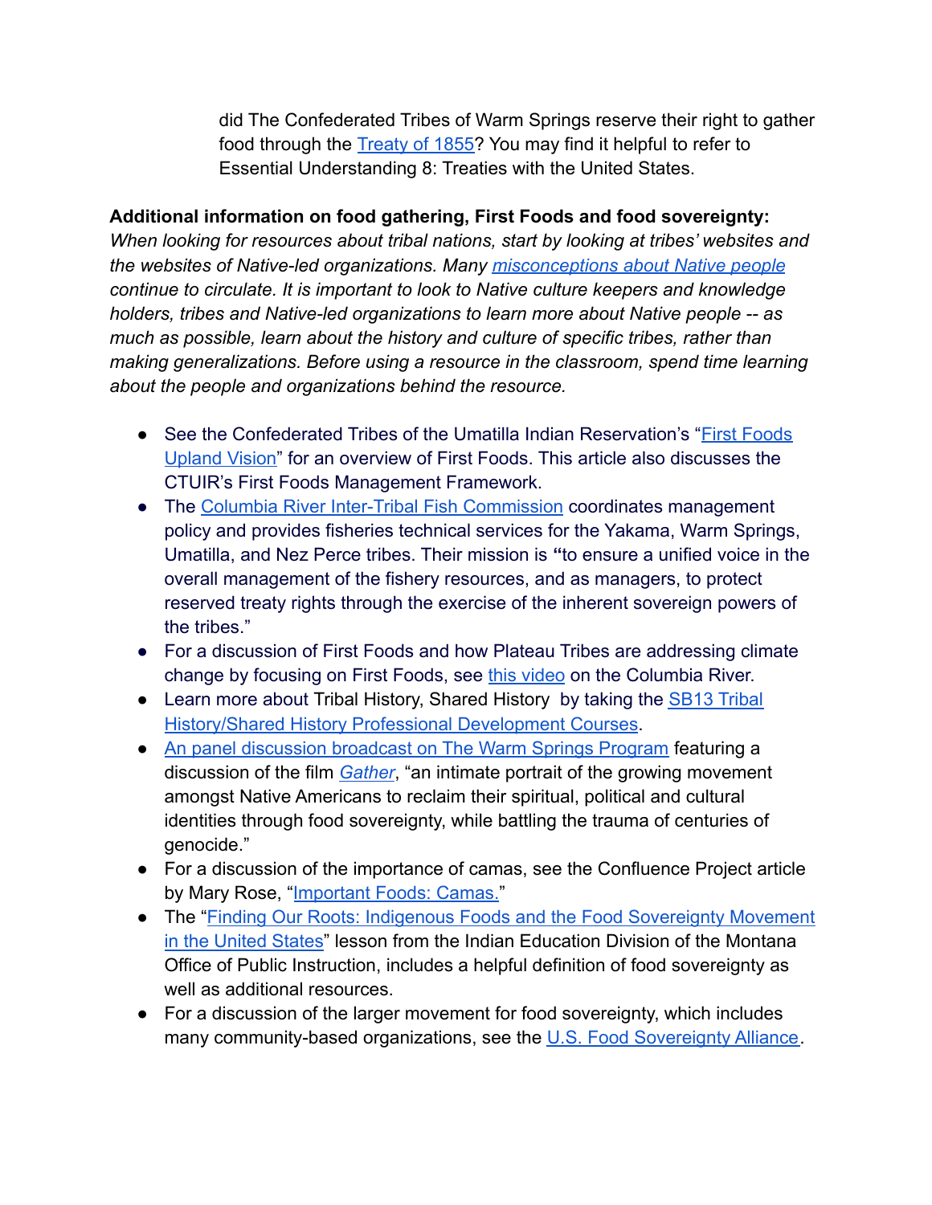did The Confederated Tribes of Warm Springs reserve their right to gather food through the Treaty of 1855? You may find it helpful to refer to Essential Understanding 8: Treaties with the United States.

**Additional information on food gathering, First Foods and food sovereignty:**

*When looking for resources about tribal nations, start by looking at tribes' websites and the websites of Native-led organizations. Many misconceptions about Native people continue to circulate. It is important to look to Native culture keepers and knowledge holders, tribes and Native-led organizations to learn more about Native people -- as much as possible, learn about the history and culture of specific tribes, rather than making generalizations. Before using a resource in the classroom, spend time learning about the people and organizations behind the resource.*

- See the Confederated Tribes of the Umatilla Indian Reservation's "First Foods Upland Vision" for an overview of First Foods. This article also discusses the CTUIR's First Foods Management Framework.
- The Columbia River Inter-Tribal Fish Commission coordinates management policy and provides fisheries technical services for the Yakama, Warm Springs, Umatilla, and Nez Perce tribes. Their mission is **"**to ensure a unified voice in the overall management of the fishery resources, and as managers, to protect reserved treaty rights through the exercise of the inherent sovereign powers of the tribes."
- For a discussion of First Foods and how Plateau Tribes are addressing climate change by focusing on First Foods, see this video on the Columbia River.
- Learn more about Tribal History, Shared History by taking the SB13 Tribal History/Shared History Professional Development Courses.
- An panel discussion broadcast on The Warm Springs Program featuring a discussion of the film *Gather*, "an intimate portrait of the growing movement amongst Native Americans to reclaim their spiritual, political and cultural identities through food sovereignty, while battling the trauma of centuries of genocide."
- For a discussion of the importance of camas, see the Confluence Project article by Mary Rose, "Important Foods: Camas."
- The "Finding Our Roots: Indigenous Foods and the Food Sovereignty Movement in the United States" lesson from the Indian Education Division of the Montana Office of Public Instruction, includes a helpful definition of food sovereignty as well as additional resources.
- For a discussion of the larger movement for food sovereignty, which includes many community-based organizations, see the U.S. Food Sovereignty Alliance.